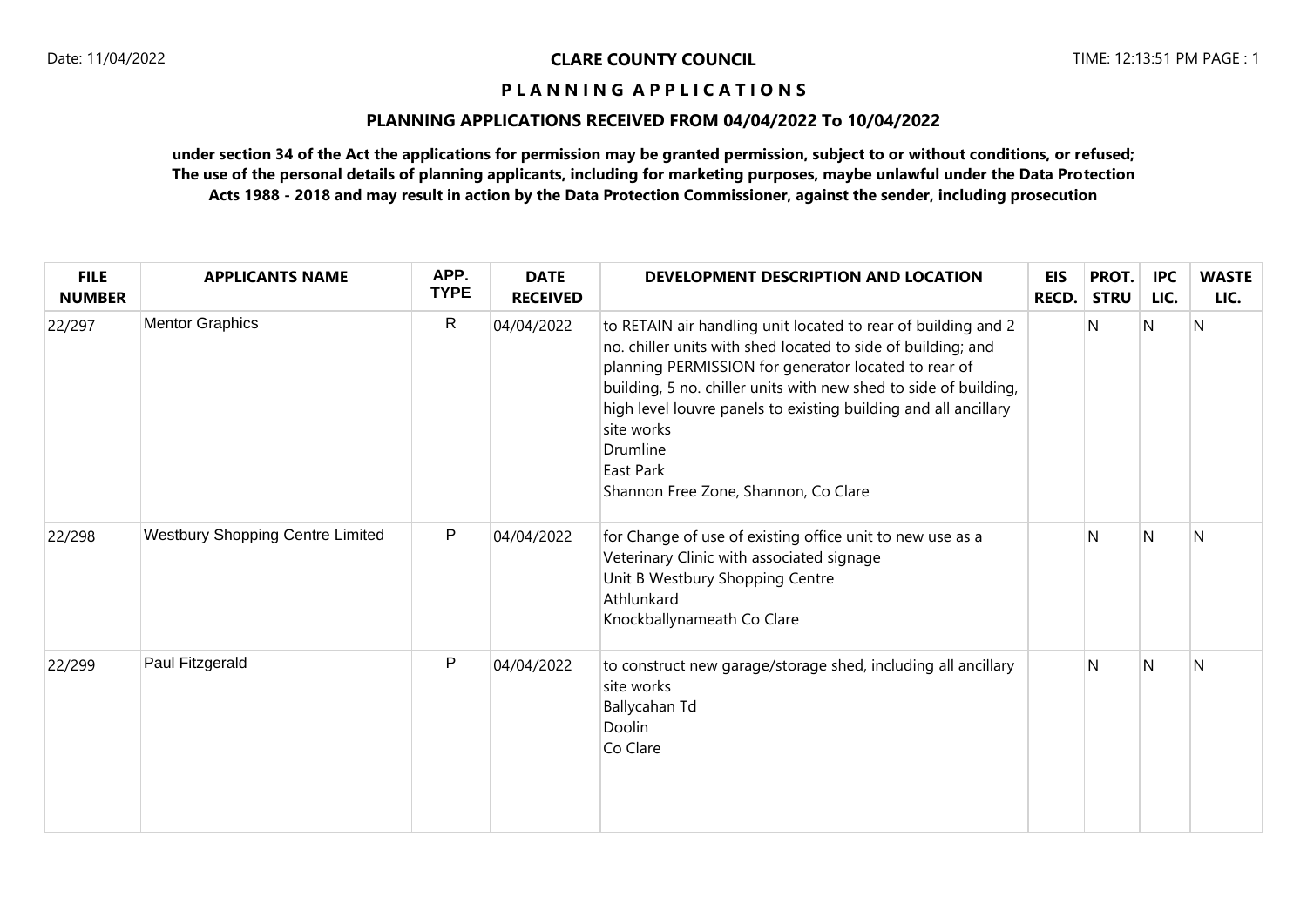# CLARE COUNTY COUNCIL

## P L A N N I N G A P P L I C A T I O N S

### PLANNING APPLICATIONS RECEIVED FROM 04/04/2022 To 10/04/2022

**under section 34 of the Act the applications for permission may be granted permission, subject to or without conditions, or refused; The use of the personal details of planning applicants, including for marketing purposes, maybe unlawful under the Data Protection Acts 1988 - 2018 and may result in action by the Data Protection Commissioner, against the sender, including prosecution**

| FILE NUMBER | APPLICANTS NAME | APP. TYPE | DATE RECEIVED | DEVELOPMENT DESCRIPTION AND LOCATION | EIS RECD. | PROT. STRU | IPC LIC. | WASTE LIC. |
|---|---|---|---|---|---|---|---|---|
| 22/297 | Mentor Graphics | R | 04/04/2022 | to RETAIN air handling unit located to rear of building and 2 no. chiller units with shed located to side of building; and planning PERMISSION for generator located to rear of building, 5 no. chiller units with new shed to side of building, high level louvre panels to existing building and all ancillary site works<br>Drumline<br>East Park<br>Shannon Free Zone, Shannon, Co Clare | | N | N | N |
| 22/298 | Westbury Shopping Centre Limited | P | 04/04/2022 | for Change of use of existing office unit to new use as a Veterinary Clinic with associated signage<br>Unit B Westbury Shopping Centre<br>Athlunkard<br>Knockballynameath Co Clare | | N | N | N |
| 22/299 | Paul Fitzgerald | P | 04/04/2022 | to construct new garage/storage shed, including all ancillary site works<br>Ballycahan Td<br>Doolin<br>Co Clare | | N | N | N |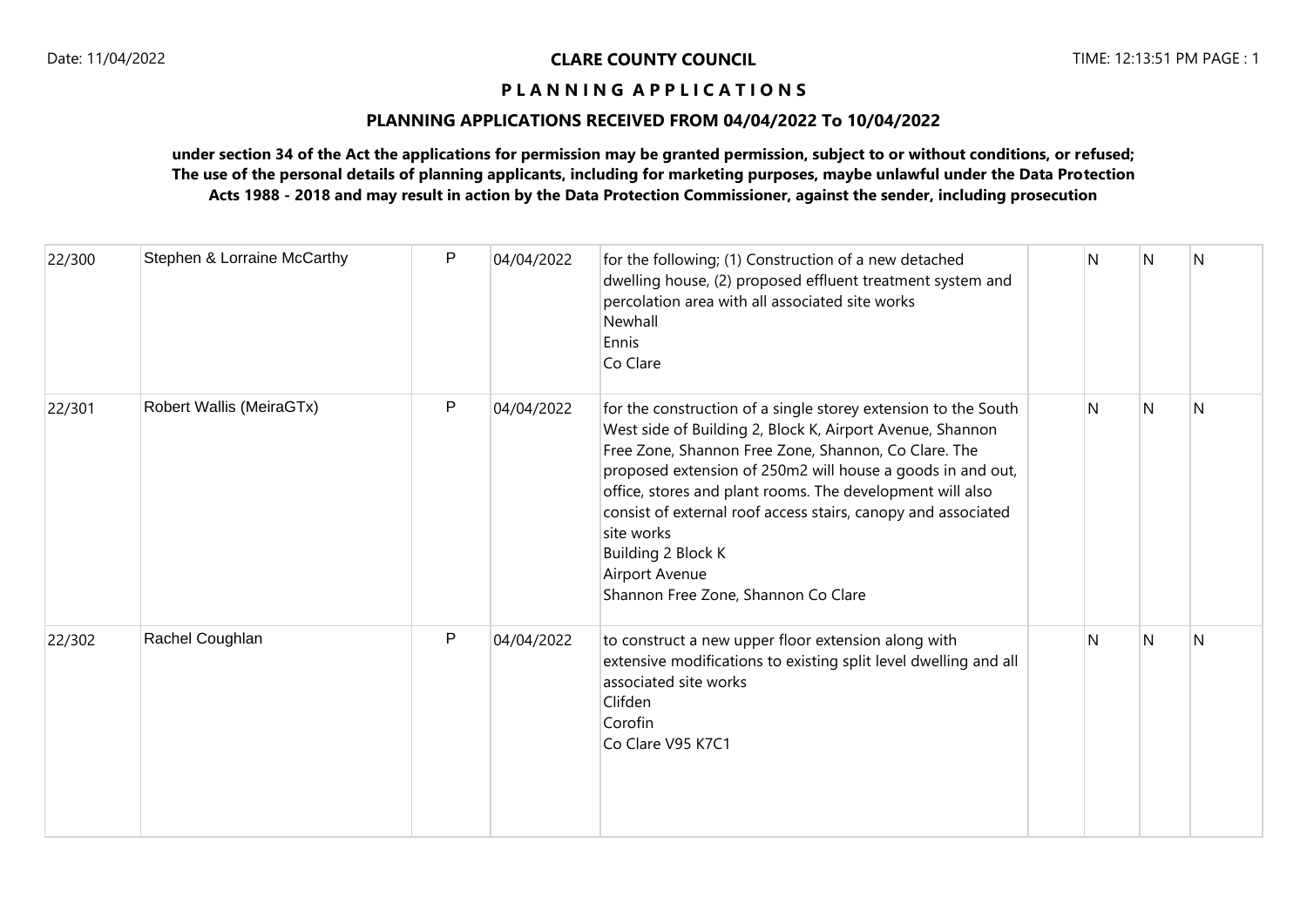**CLARE COUNTY COUNCIL**

**P L A N N I N G  A P P L I C A T I O N S**

**PLANNING APPLICATIONS RECEIVED FROM 04/04/2022 To 10/04/2022**

**under section 34 of the Act the applications for permission may be granted permission, subject to or without conditions, or refused; The use of the personal details of planning applicants, including for marketing purposes, maybe unlawful under the Data Protection Acts 1988 - 2018 and may result in action by the Data Protection Commissioner, against the sender, including prosecution**

| | | | | | | | | |
|---|---|---|---|---|---|---|---|---|
| 22/300 | Stephen & Lorraine McCarthy | P | 04/04/2022 | for the following; (1) Construction of a new detached dwelling house, (2) proposed effluent treatment system and percolation area with all associated site works<br>Newhall<br>Ennis<br>Co Clare | | N | N | N |
| 22/301 | Robert Wallis (MeiraGTx) | P | 04/04/2022 | for the construction of a single storey extension to the South West side of Building 2, Block K, Airport Avenue, Shannon Free Zone, Shannon Free Zone, Shannon, Co Clare. The proposed extension of 250m2 will house a goods in and out, office, stores and plant rooms. The development will also consist of external roof access stairs, canopy and associated site works<br>Building 2 Block K<br>Airport Avenue<br>Shannon Free Zone, Shannon Co Clare | | N | N | N |
| 22/302 | Rachel Coughlan | P | 04/04/2022 | to construct a new upper floor extension along with extensive modifications to existing split level dwelling and all associated site works<br>Clifden<br>Corofin<br>Co Clare V95 K7C1 | | N | N | N |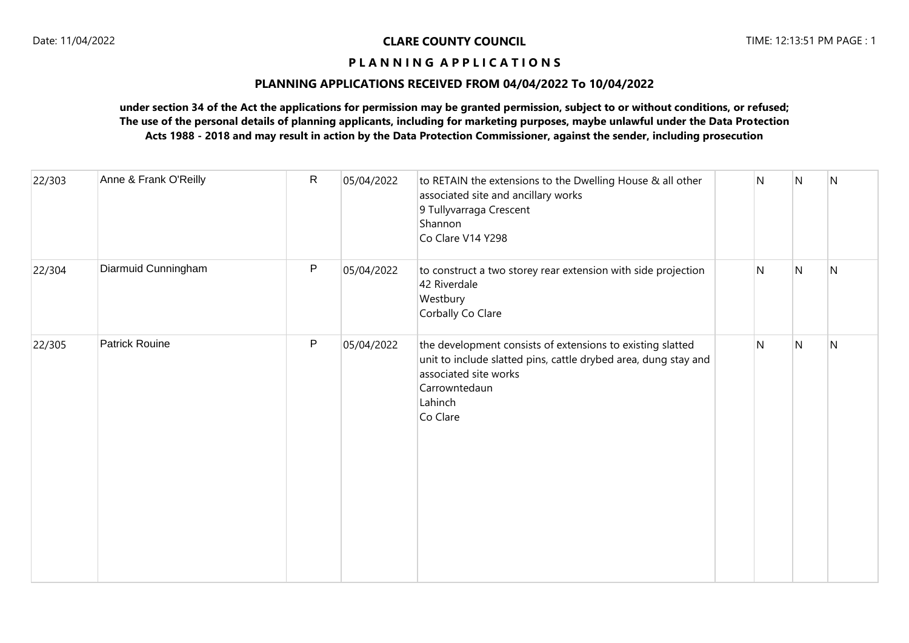**CLARE COUNTY COUNCIL**

**P L A N N I N G A P P L I C A T I O N S**

**PLANNING APPLICATIONS RECEIVED FROM 04/04/2022 To 10/04/2022**

**under section 34 of the Act the applications for permission may be granted permission, subject to or without conditions, or refused; The use of the personal details of planning applicants, including for marketing purposes, maybe unlawful under the Data Protection Acts 1988 - 2018 and may result in action by the Data Protection Commissioner, against the sender, including prosecution**

| | | | | | | | | |
|---|---|---|---|---|---|---|---|---|
| 22/303 | Anne & Frank O'Reilly | R | 05/04/2022 | to RETAIN the extensions to the Dwelling House & all other associated site and ancillary works<br>9 Tullyvarraga Crescent<br>Shannon<br>Co Clare V14 Y298 | | N | N | N |
| 22/304 | Diarmuid Cunningham | P | 05/04/2022 | to construct a two storey rear extension with side projection<br>42 Riverdale<br>Westbury<br>Corbally Co Clare | | N | N | N |
| 22/305 | Patrick Rouine | P | 05/04/2022 | the development consists of extensions to existing slatted unit to include slatted pins, cattle drybed area, dung stay and associated site works<br>Carrowntedaun<br>Lahinch<br>Co Clare | | N | N | N |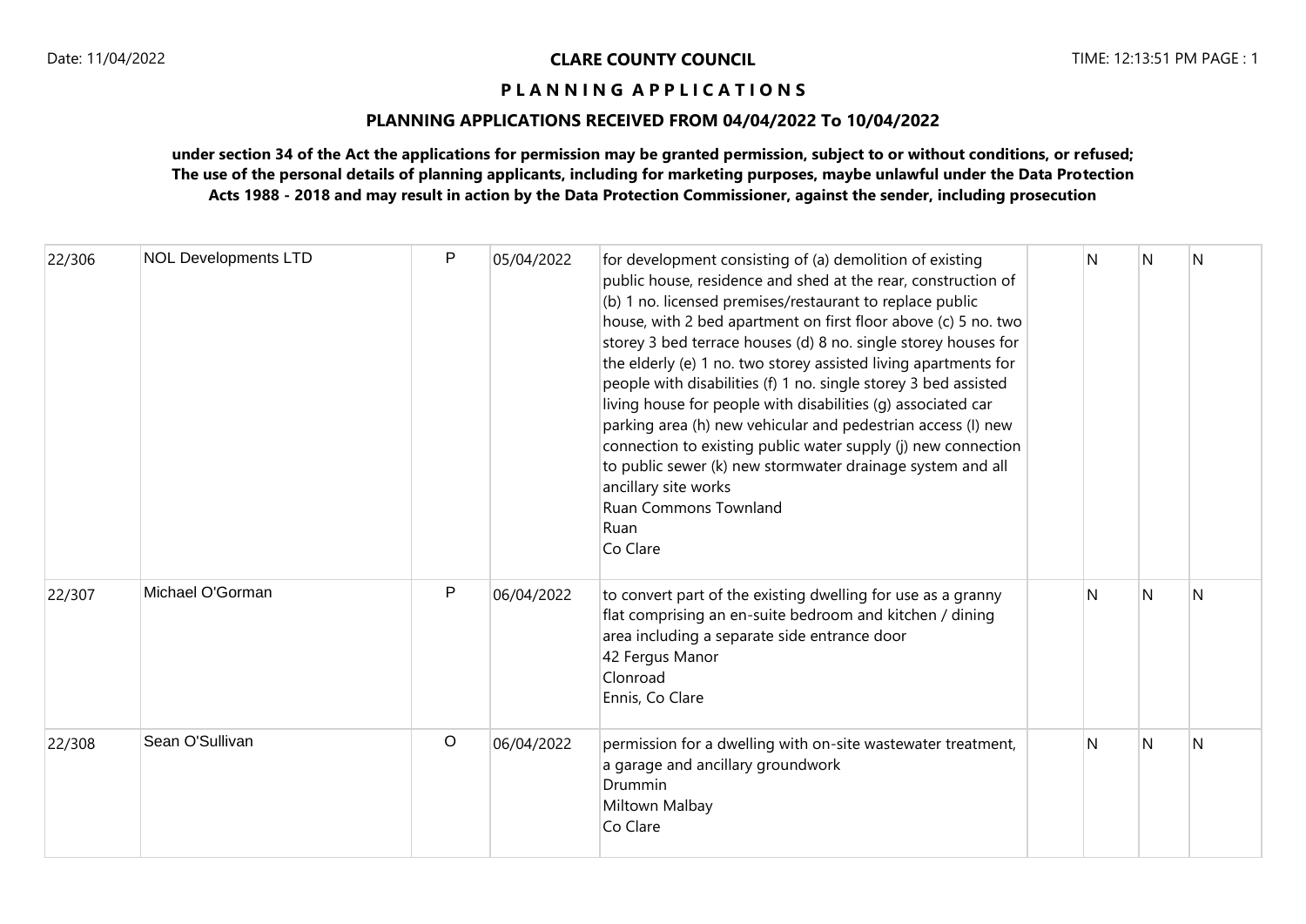# CLARE COUNTY COUNCIL

## P L A N N I N G A P P L I C A T I O N S

## PLANNING APPLICATIONS RECEIVED FROM 04/04/2022 To 10/04/2022

**under section 34 of the Act the applications for permission may be granted permission, subject to or without conditions, or refused; The use of the personal details of planning applicants, including for marketing purposes, maybe unlawful under the Data Protection Acts 1988 - 2018 and may result in action by the Data Protection Commissioner, against the sender, including prosecution**

| | | | | | | | | |
|---|---|---|---|---|---|---|---|---|
| 22/306 | NOL Developments LTD | P | 05/04/2022 | for development consisting of (a) demolition of existing public house, residence and shed at the rear, construction of (b) 1 no. licensed premises/restaurant to replace public house, with 2 bed apartment on first floor above (c) 5 no. two storey 3 bed terrace houses (d) 8 no. single storey houses for the elderly (e) 1 no. two storey assisted living apartments for people with disabilities (f) 1 no. single storey 3 bed assisted living house for people with disabilities (g) associated car parking area (h) new vehicular and pedestrian access (I) new connection to existing public water supply (j) new connection to public sewer (k) new stormwater drainage system and all ancillary site works<br>Ruan Commons Townland<br>Ruan<br>Co Clare | | N | N | N |
| 22/307 | Michael O'Gorman | P | 06/04/2022 | to convert part of the existing dwelling for use as a granny flat comprising an en-suite bedroom and kitchen / dining area including a separate side entrance door<br>42 Fergus Manor<br>Clonroad<br>Ennis, Co Clare | | N | N | N |
| 22/308 | Sean O'Sullivan | O | 06/04/2022 | permission for a dwelling with on-site wastewater treatment, a garage and ancillary groundwork<br>Drummin<br>Miltown Malbay<br>Co Clare | | N | N | N |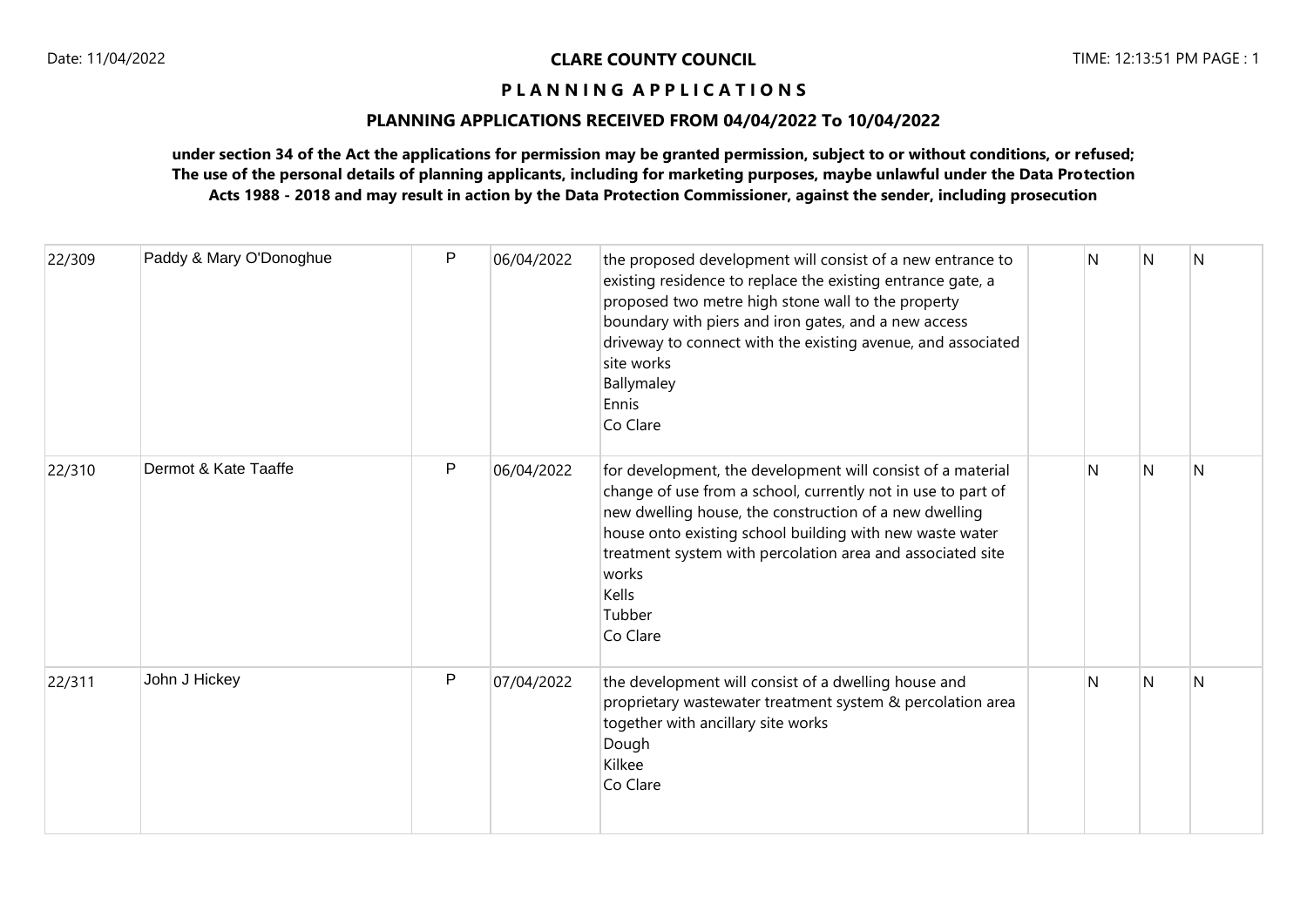# CLARE COUNTY COUNCIL

## PLANNING APPLICATIONS

### PLANNING APPLICATIONS RECEIVED FROM 04/04/2022 To 10/04/2022

**under section 34 of the Act the applications for permission may be granted permission, subject to or without conditions, or refused; The use of the personal details of planning applicants, including for marketing purposes, maybe unlawful under the Data Protection Acts 1988 - 2018 and may result in action by the Data Protection Commissioner, against the sender, including prosecution**

| | | | | | | | | |
|---|---|---|---|---|---|---|---|---|
| 22/309 | Paddy & Mary O'Donoghue | P | 06/04/2022 | the proposed development will consist of a new entrance to existing residence to replace the existing entrance gate, a proposed two metre high stone wall to the property boundary with piers and iron gates, and a new access driveway to connect with the existing avenue, and associated site works<br>Ballymaley<br>Ennis<br>Co Clare | | N | N | N |
| 22/310 | Dermot & Kate Taaffe | P | 06/04/2022 | for development, the development will consist of a material change of use from a school, currently not in use to part of new dwelling house, the construction of a new dwelling house onto existing school building with new waste water treatment system with percolation area and associated site works<br>Kells<br>Tubber<br>Co Clare | | N | N | N |
| 22/311 | John J Hickey | P | 07/04/2022 | the development will consist of a dwelling house and proprietary wastewater treatment system & percolation area together with ancillary site works<br>Dough<br>Kilkee<br>Co Clare | | N | N | N |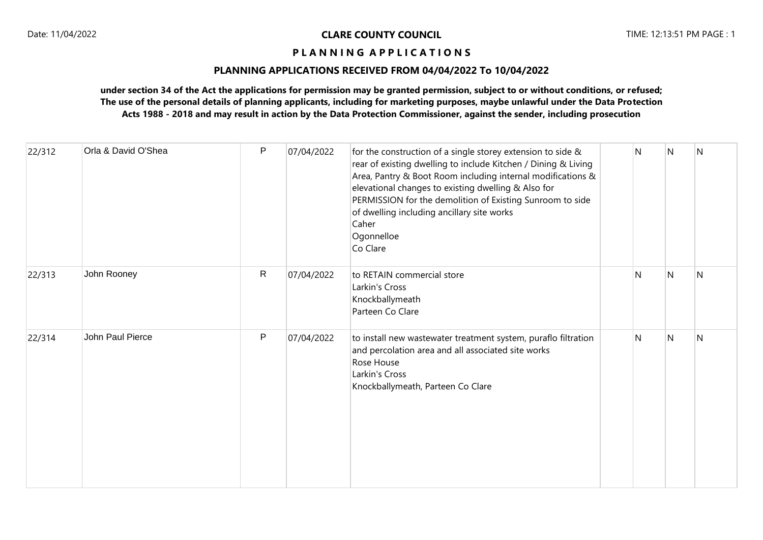**CLARE COUNTY COUNCIL**

**P L A N N I N G  A P P L I C A T I O N S**

**PLANNING APPLICATIONS RECEIVED FROM 04/04/2022 To 10/04/2022**

**under section 34 of the Act the applications for permission may be granted permission, subject to or without conditions, or refused; The use of the personal details of planning applicants, including for marketing purposes, maybe unlawful under the Data Protection Acts 1988 - 2018 and may result in action by the Data Protection Commissioner, against the sender, including prosecution**

| | | | | | | | | |
|---|---|---|---|---|---|---|---|---|
| 22/312 | Orla & David O'Shea | P | 07/04/2022 | for the construction of a single storey extension to side & rear of existing dwelling to include Kitchen / Dining & Living Area, Pantry & Boot Room including internal modifications & elevational changes to existing dwelling & Also for PERMISSION for the demolition of Existing Sunroom to side of dwelling including ancillary site works<br>Caher<br>Ogonnelloe<br>Co Clare | | N | N | N |
| 22/313 | John Rooney | R | 07/04/2022 | to RETAIN commercial store<br>Larkin's Cross<br>Knockballymeath<br>Parteen Co Clare | | N | N | N |
| 22/314 | John Paul Pierce | P | 07/04/2022 | to install new wastewater treatment system, puraflo filtration and percolation area and all associated site works<br>Rose House<br>Larkin's Cross<br>Knockballymeath, Parteen Co Clare | | N | N | N |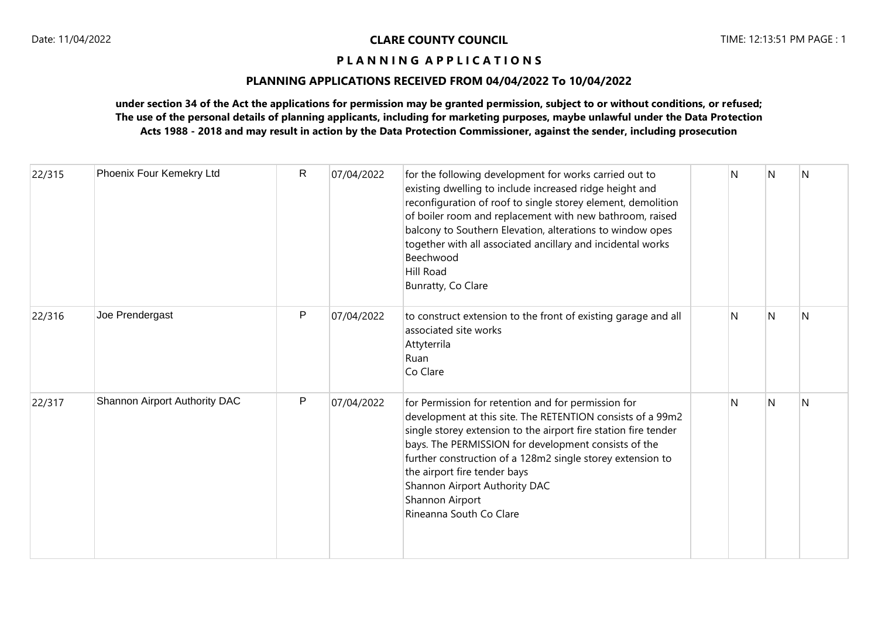**CLARE COUNTY COUNCIL**

**P L A N N I N G A P P L I C A T I O N S**

**PLANNING APPLICATIONS RECEIVED FROM 04/04/2022 To 10/04/2022**

**under section 34 of the Act the applications for permission may be granted permission, subject to or without conditions, or refused; The use of the personal details of planning applicants, including for marketing purposes, maybe unlawful under the Data Protection Acts 1988 - 2018 and may result in action by the Data Protection Commissioner, against the sender, including prosecution**

| | | | | | | | | |
|---|---|---|---|---|---|---|---|---|
| 22/315 | Phoenix Four Kemekry Ltd | R | 07/04/2022 | for the following development for works carried out to existing dwelling to include increased ridge height and reconfiguration of roof to single storey element, demolition of boiler room and replacement with new bathroom, raised balcony to Southern Elevation, alterations to window opes together with all associated ancillary and incidental works<br>Beechwood<br>Hill Road<br>Bunratty, Co Clare | | N | N | N |
| 22/316 | Joe Prendergast | P | 07/04/2022 | to construct extension to the front of existing garage and all associated site works<br>Attyterrila<br>Ruan<br>Co Clare | | N | N | N |
| 22/317 | Shannon Airport Authority DAC | P | 07/04/2022 | for Permission for retention and for permission for development at this site. The RETENTION consists of a 99m2 single storey extension to the airport fire station fire tender bays. The PERMISSION for development consists of the further construction of a 128m2 single storey extension to the airport fire tender bays<br>Shannon Airport Authority DAC<br>Shannon Airport<br>Rineanna South Co Clare | | N | N | N |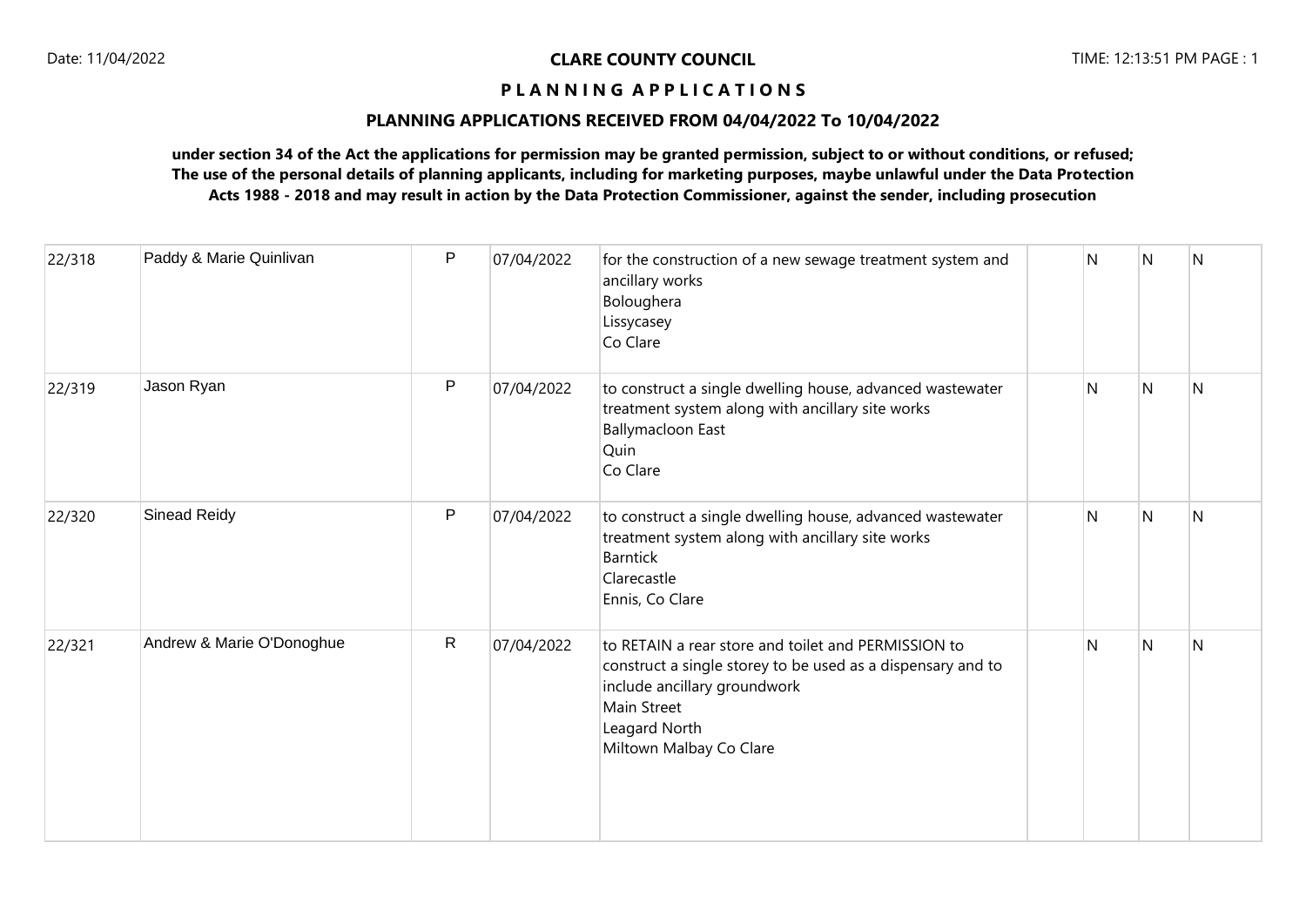**CLARE COUNTY COUNCIL**

**P L A N N I N G A P P L I C A T I O N S**

**PLANNING APPLICATIONS RECEIVED FROM 04/04/2022 To 10/04/2022**

**under section 34 of the Act the applications for permission may be granted permission, subject to or without conditions, or refused; The use of the personal details of planning applicants, including for marketing purposes, maybe unlawful under the Data Protection Acts 1988 - 2018 and may result in action by the Data Protection Commissioner, against the sender, including prosecution**

| | | | | | | | | |
|---|---|---|---|---|---|---|---|---|
| 22/318 | Paddy & Marie Quinlivan | P | 07/04/2022 | for the construction of a new sewage treatment system and ancillary works<br>Boloughera<br>Lissycasey<br>Co Clare | | N | N | N |
| 22/319 | Jason Ryan | P | 07/04/2022 | to construct a single dwelling house, advanced wastewater treatment system along with ancillary site works<br>Ballymacloon East<br>Quin<br>Co Clare | | N | N | N |
| 22/320 | Sinead Reidy | P | 07/04/2022 | to construct a single dwelling house, advanced wastewater treatment system along with ancillary site works<br>Barntick<br>Clarecastle<br>Ennis, Co Clare | | N | N | N |
| 22/321 | Andrew & Marie O'Donoghue | R | 07/04/2022 | to RETAIN a rear store and toilet and PERMISSION to construct a single storey to be used as a dispensary and to include ancillary groundwork<br>Main Street<br>Leagard North<br>Miltown Malbay Co Clare | | N | N | N |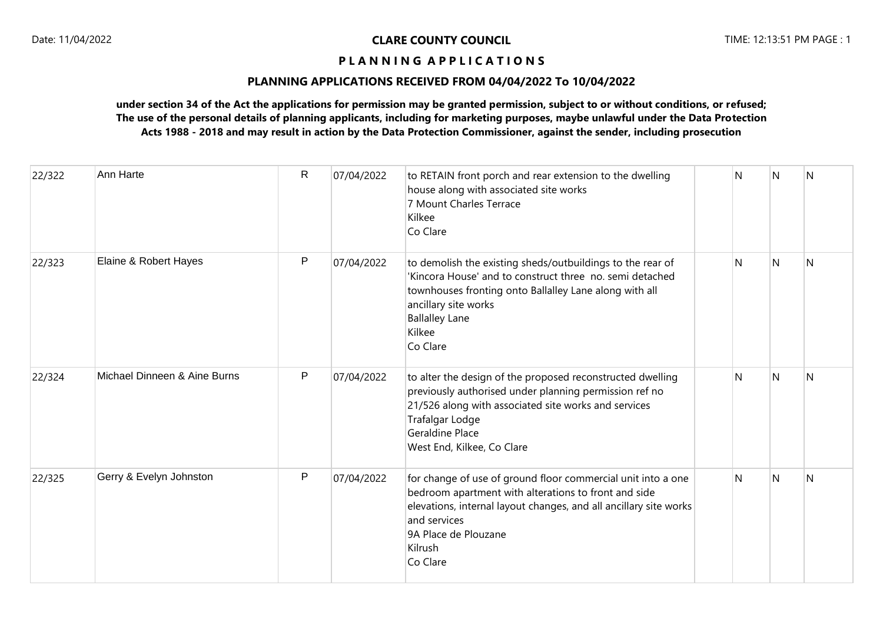**CLARE COUNTY COUNCIL**

**P L A N N I N G A P P L I C A T I O N S**

**PLANNING APPLICATIONS RECEIVED FROM 04/04/2022 To 10/04/2022**

**under section 34 of the Act the applications for permission may be granted permission, subject to or without conditions, or refused; The use of the personal details of planning applicants, including for marketing purposes, maybe unlawful under the Data Protection Acts 1988 - 2018 and may result in action by the Data Protection Commissioner, against the sender, including prosecution**

| | | | | | | | | |
|---|---|---|---|---|---|---|---|---|
| 22/322 | Ann Harte | R | 07/04/2022 | to RETAIN front porch and rear extension to the dwelling house along with associated site works<br>7 Mount Charles Terrace<br>Kilkee<br>Co Clare | | N | N | N |
| 22/323 | Elaine & Robert Hayes | P | 07/04/2022 | to demolish the existing sheds/outbuildings to the rear of 'Kincora House' and to construct three no. semi detached townhouses fronting onto Ballalley Lane along with all ancillary site works<br>Ballalley Lane<br>Kilkee<br>Co Clare | | N | N | N |
| 22/324 | Michael Dinneen & Aine Burns | P | 07/04/2022 | to alter the design of the proposed reconstructed dwelling previously authorised under planning permission ref no 21/526 along with associated site works and services<br>Trafalgar Lodge<br>Geraldine Place<br>West End, Kilkee, Co Clare | | N | N | N |
| 22/325 | Gerry & Evelyn Johnston | P | 07/04/2022 | for change of use of ground floor commercial unit into a one bedroom apartment with alterations to front and side elevations, internal layout changes, and all ancillary site works and services<br>9A Place de Plouzane<br>Kilrush<br>Co Clare | | N | N | N |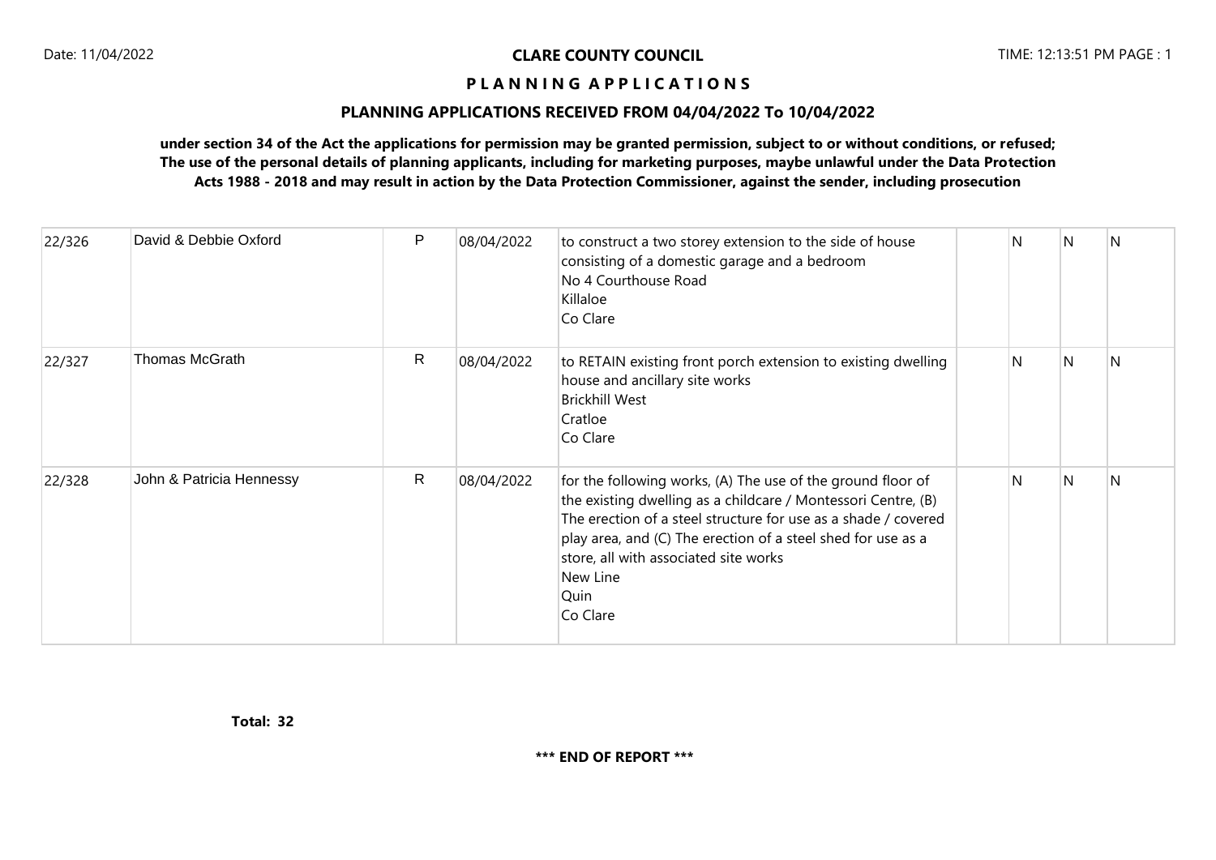# CLARE COUNTY COUNCIL

## P L A N N I N G  A P P L I C A T I O N S

## PLANNING APPLICATIONS RECEIVED FROM 04/04/2022 To 10/04/2022

**under section 34 of the Act the applications for permission may be granted permission, subject to or without conditions, or refused; The use of the personal details of planning applicants, including for marketing purposes, maybe unlawful under the Data Protection Acts 1988 - 2018 and may result in action by the Data Protection Commissioner, against the sender, including prosecution**

| | | | | | | | | |
|---|---|---|---|---|---|---|---|---|
| 22/326 | David & Debbie Oxford | P | 08/04/2022 | to construct a two storey extension to the side of house consisting of a domestic garage and a bedroom<br>No 4 Courthouse Road<br>Killaloe<br>Co Clare | | N | N | N |
| 22/327 | Thomas McGrath | R | 08/04/2022 | to RETAIN existing front porch extension to existing dwelling house and ancillary site works<br>Brickhill West<br>Cratloe<br>Co Clare | | N | N | N |
| 22/328 | John & Patricia Hennessy | R | 08/04/2022 | for the following works, (A) The use of the ground floor of the existing dwelling as a childcare / Montessori Centre, (B) The erection of a steel structure for use as a shade / covered play area, and (C) The erection of a steel shed for use as a store, all with associated site works<br>New Line<br>Quin<br>Co Clare | | N | N | N |

**Total: 32**

**\*\*\* END OF REPORT \*\*\***